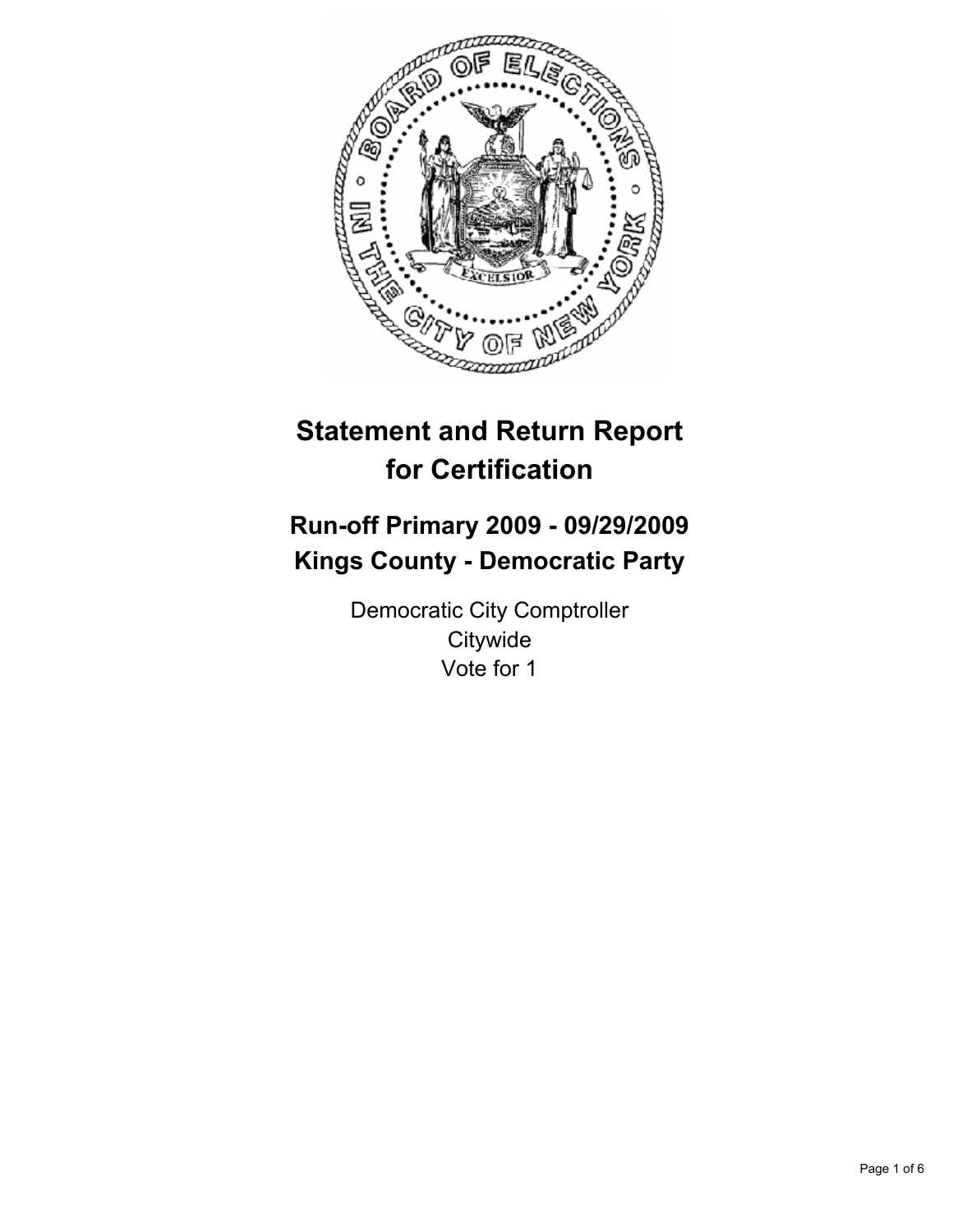# Statement and Return Report for Certification

## Run-off Primary 2009 - 09/29/2009
## Kings County - Democratic Party

Democratic City Comptroller
Citywide
Vote for 1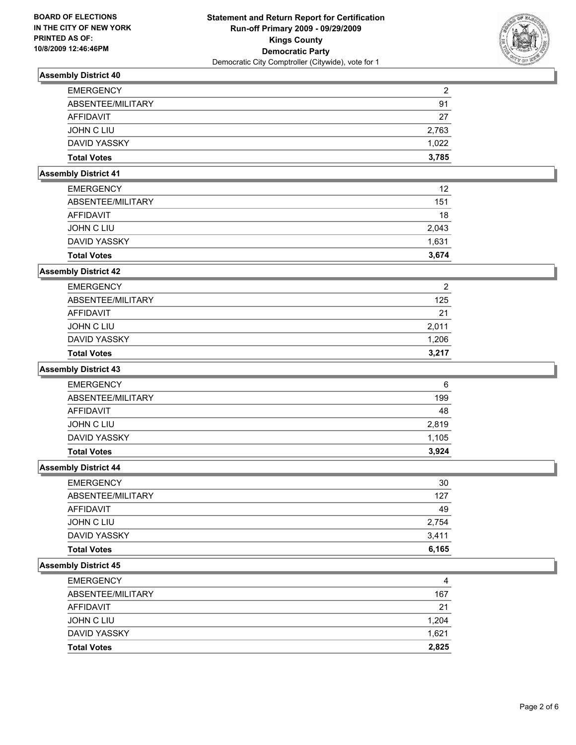**BOARD OF ELECTIONS IN THE CITY OF NEW YORK PRINTED AS OF: 10/8/2009 12:46:46PM**

# Statement and Return Report for Certification
## Run-off Primary 2009 - 09/29/2009
## Kings County
## Democratic Party
Democratic City Comptroller (Citywide), vote for 1

### Assembly District 40

| | |
|---|---|
| EMERGENCY | 2 |
| ABSENTEE/MILITARY | 91 |
| AFFIDAVIT | 27 |
| JOHN C LIU | 2,763 |
| DAVID YASSKY | 1,022 |
| **Total Votes** | **3,785** |

### Assembly District 41

| | |
|---|---|
| EMERGENCY | 12 |
| ABSENTEE/MILITARY | 151 |
| AFFIDAVIT | 18 |
| JOHN C LIU | 2,043 |
| DAVID YASSKY | 1,631 |
| **Total Votes** | **3,674** |

### Assembly District 42

| | |
|---|---|
| EMERGENCY | 2 |
| ABSENTEE/MILITARY | 125 |
| AFFIDAVIT | 21 |
| JOHN C LIU | 2,011 |
| DAVID YASSKY | 1,206 |
| **Total Votes** | **3,217** |

### Assembly District 43

| | |
|---|---|
| EMERGENCY | 6 |
| ABSENTEE/MILITARY | 199 |
| AFFIDAVIT | 48 |
| JOHN C LIU | 2,819 |
| DAVID YASSKY | 1,105 |
| **Total Votes** | **3,924** |

### Assembly District 44

| | |
|---|---|
| EMERGENCY | 30 |
| ABSENTEE/MILITARY | 127 |
| AFFIDAVIT | 49 |
| JOHN C LIU | 2,754 |
| DAVID YASSKY | 3,411 |
| **Total Votes** | **6,165** |

### Assembly District 45

| | |
|---|---|
| EMERGENCY | 4 |
| ABSENTEE/MILITARY | 167 |
| AFFIDAVIT | 21 |
| JOHN C LIU | 1,204 |
| DAVID YASSKY | 1,621 |
| **Total Votes** | **2,825** |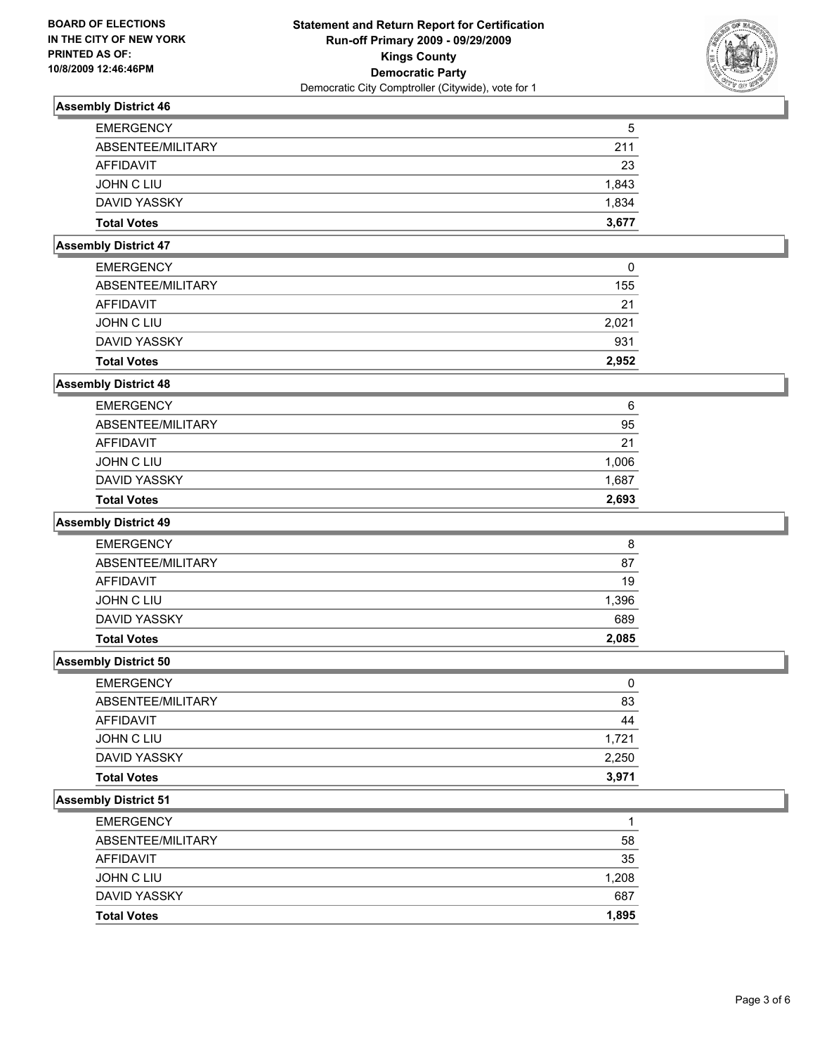**BOARD OF ELECTIONS IN THE CITY OF NEW YORK PRINTED AS OF: 10/8/2009 12:46:46PM**

# Statement and Return Report for Certification
## Run-off Primary 2009 - 09/29/2009
## Kings County
## Democratic Party
Democratic City Comptroller (Citywide), vote for 1

### Assembly District 46

| | |
|---|---|
| EMERGENCY | 5 |
| ABSENTEE/MILITARY | 211 |
| AFFIDAVIT | 23 |
| JOHN C LIU | 1,843 |
| DAVID YASSKY | 1,834 |
| **Total Votes** | **3,677** |

### Assembly District 47

| | |
|---|---|
| EMERGENCY | 0 |
| ABSENTEE/MILITARY | 155 |
| AFFIDAVIT | 21 |
| JOHN C LIU | 2,021 |
| DAVID YASSKY | 931 |
| **Total Votes** | **2,952** |

### Assembly District 48

| | |
|---|---|
| EMERGENCY | 6 |
| ABSENTEE/MILITARY | 95 |
| AFFIDAVIT | 21 |
| JOHN C LIU | 1,006 |
| DAVID YASSKY | 1,687 |
| **Total Votes** | **2,693** |

### Assembly District 49

| | |
|---|---|
| EMERGENCY | 8 |
| ABSENTEE/MILITARY | 87 |
| AFFIDAVIT | 19 |
| JOHN C LIU | 1,396 |
| DAVID YASSKY | 689 |
| **Total Votes** | **2,085** |

### Assembly District 50

| | |
|---|---|
| EMERGENCY | 0 |
| ABSENTEE/MILITARY | 83 |
| AFFIDAVIT | 44 |
| JOHN C LIU | 1,721 |
| DAVID YASSKY | 2,250 |
| **Total Votes** | **3,971** |

### Assembly District 51

| | |
|---|---|
| EMERGENCY | 1 |
| ABSENTEE/MILITARY | 58 |
| AFFIDAVIT | 35 |
| JOHN C LIU | 1,208 |
| DAVID YASSKY | 687 |
| **Total Votes** | **1,895** |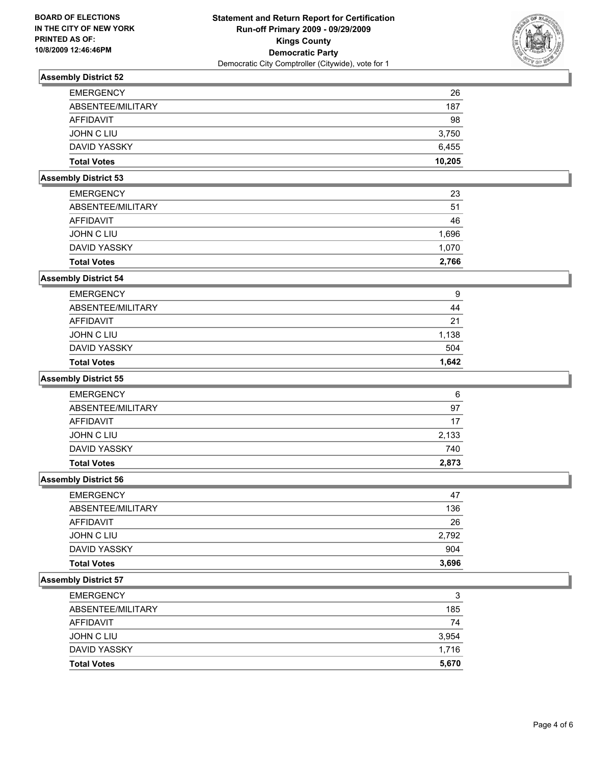**BOARD OF ELECTIONS**
**IN THE CITY OF NEW YORK**
**PRINTED AS OF:**
**10/8/2009 12:46:46PM**

**Statement and Return Report for Certification**
**Run-off Primary 2009 - 09/29/2009**
**Kings County**
**Democratic Party**
Democratic City Comptroller (Citywide), vote for 1

### Assembly District 52

| | |
|---|---|
| EMERGENCY | 26 |
| ABSENTEE/MILITARY | 187 |
| AFFIDAVIT | 98 |
| JOHN C LIU | 3,750 |
| DAVID YASSKY | 6,455 |
| **Total Votes** | **10,205** |

### Assembly District 53

| | |
|---|---|
| EMERGENCY | 23 |
| ABSENTEE/MILITARY | 51 |
| AFFIDAVIT | 46 |
| JOHN C LIU | 1,696 |
| DAVID YASSKY | 1,070 |
| **Total Votes** | **2,766** |

### Assembly District 54

| | |
|---|---|
| EMERGENCY | 9 |
| ABSENTEE/MILITARY | 44 |
| AFFIDAVIT | 21 |
| JOHN C LIU | 1,138 |
| DAVID YASSKY | 504 |
| **Total Votes** | **1,642** |

### Assembly District 55

| | |
|---|---|
| EMERGENCY | 6 |
| ABSENTEE/MILITARY | 97 |
| AFFIDAVIT | 17 |
| JOHN C LIU | 2,133 |
| DAVID YASSKY | 740 |
| **Total Votes** | **2,873** |

### Assembly District 56

| | |
|---|---|
| EMERGENCY | 47 |
| ABSENTEE/MILITARY | 136 |
| AFFIDAVIT | 26 |
| JOHN C LIU | 2,792 |
| DAVID YASSKY | 904 |
| **Total Votes** | **3,696** |

### Assembly District 57

| | |
|---|---|
| EMERGENCY | 3 |
| ABSENTEE/MILITARY | 185 |
| AFFIDAVIT | 74 |
| JOHN C LIU | 3,954 |
| DAVID YASSKY | 1,716 |
| **Total Votes** | **5,670** |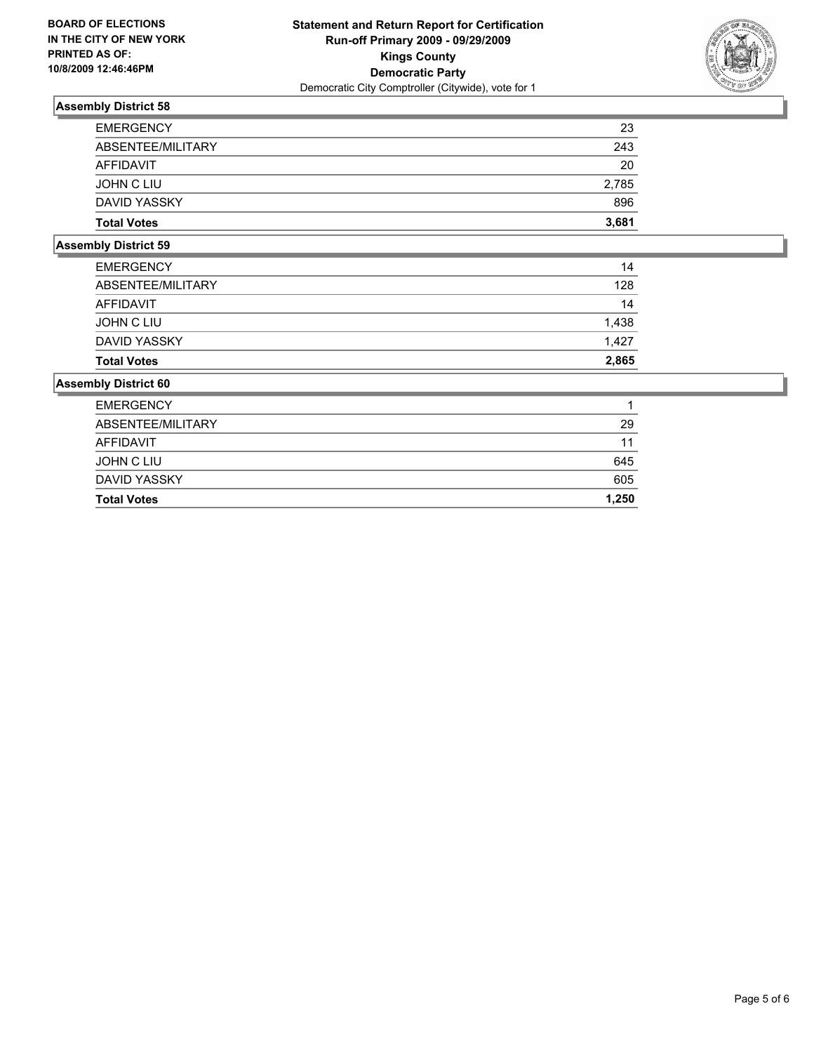BOARD OF ELECTIONS
IN THE CITY OF NEW YORK
PRINTED AS OF:
10/8/2009 12:46:46PM

# Statement and Return Report for Certification
## Run-off Primary 2009 - 09/29/2009
## Kings County
## Democratic Party
Democratic City Comptroller (Citywide), vote for 1

### Assembly District 58

| | |
|---|---|
| EMERGENCY | 23 |
| ABSENTEE/MILITARY | 243 |
| AFFIDAVIT | 20 |
| JOHN C LIU | 2,785 |
| DAVID YASSKY | 896 |
| **Total Votes** | **3,681** |

### Assembly District 59

| | |
|---|---|
| EMERGENCY | 14 |
| ABSENTEE/MILITARY | 128 |
| AFFIDAVIT | 14 |
| JOHN C LIU | 1,438 |
| DAVID YASSKY | 1,427 |
| **Total Votes** | **2,865** |

### Assembly District 60

| | |
|---|---|
| EMERGENCY | 1 |
| ABSENTEE/MILITARY | 29 |
| AFFIDAVIT | 11 |
| JOHN C LIU | 645 |
| DAVID YASSKY | 605 |
| **Total Votes** | **1,250** |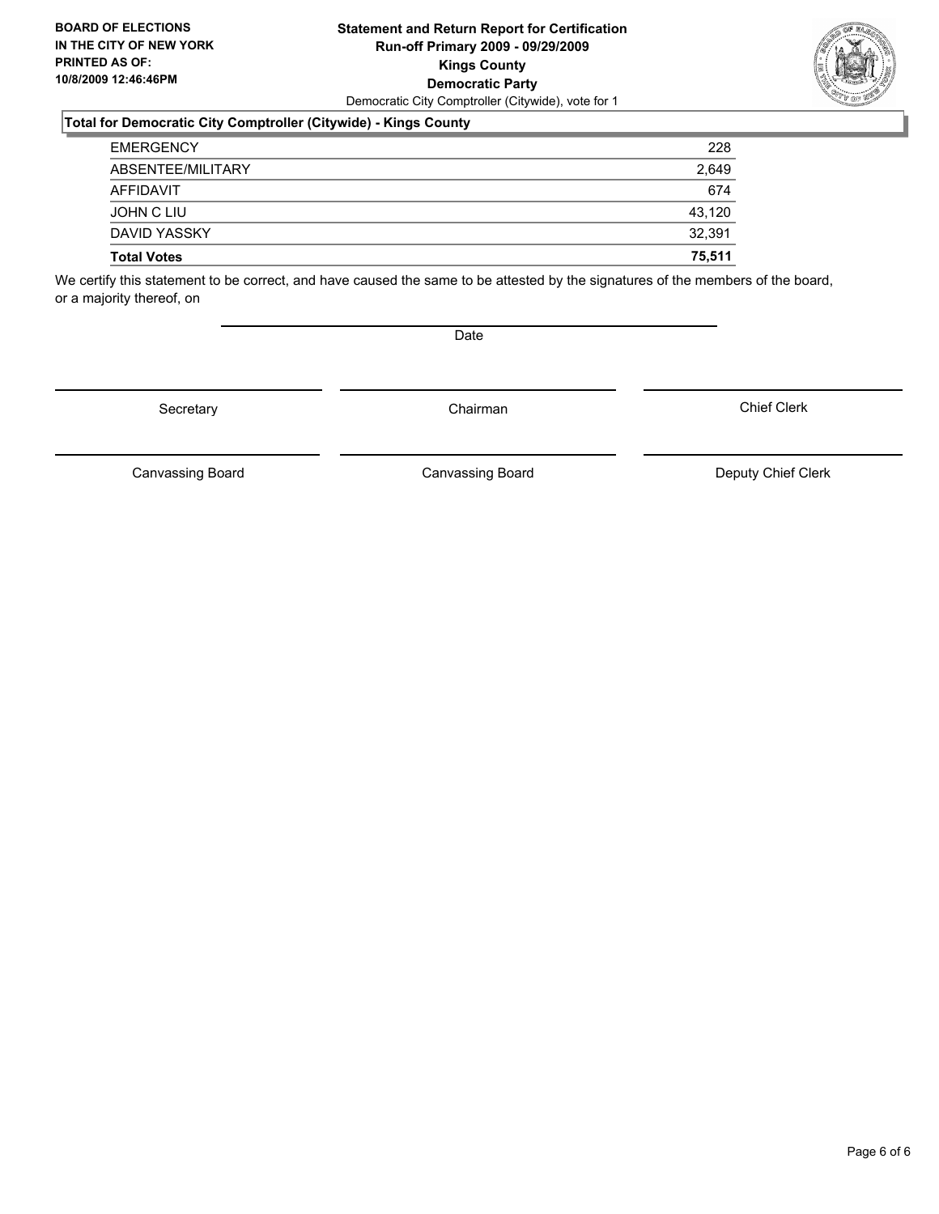**BOARD OF ELECTIONS IN THE CITY OF NEW YORK PRINTED AS OF: 10/8/2009 12:46:46PM**

**Statement and Return Report for Certification**
**Run-off Primary 2009 - 09/29/2009**
**Kings County**
**Democratic Party**
Democratic City Comptroller (Citywide), vote for 1

### Total for Democratic City Comptroller (Citywide) - Kings County

| | |
|---|---|
| EMERGENCY | 228 |
| ABSENTEE/MILITARY | 2,649 |
| AFFIDAVIT | 674 |
| JOHN C LIU | 43,120 |
| DAVID YASSKY | 32,391 |
| **Total Votes** | **75,511** |

We certify this statement to be correct, and have caused the same to be attested by the signatures of the members of the board, or a majority thereof, on

Date

Secretary

Chairman

Chief Clerk

Canvassing Board

Canvassing Board

Deputy Chief Clerk